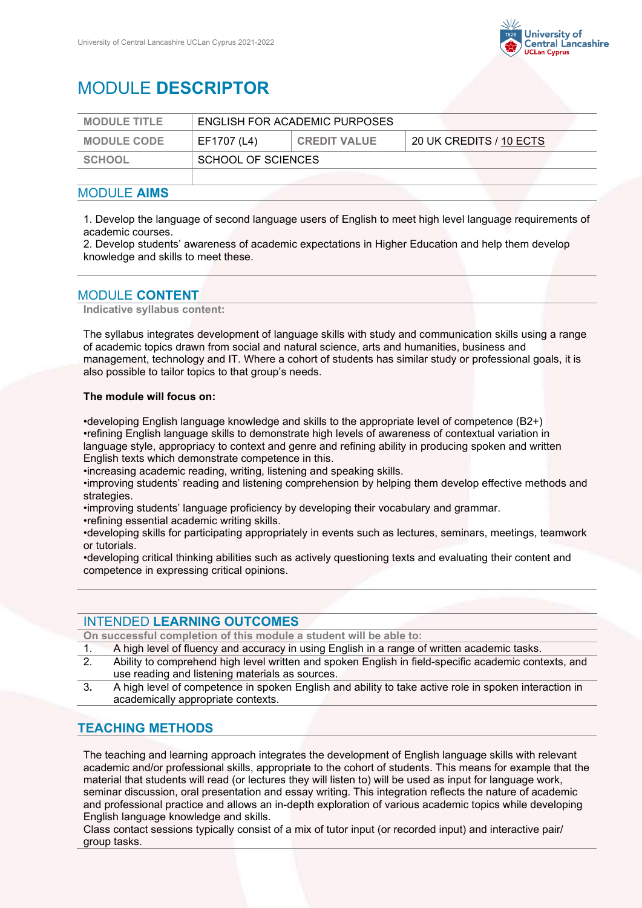# MODULE **DESCRIPTOR**

| MODULE TITLE | ENGLISH FOR ACADEMIC PURPOSES | | |
|---|---|---|---|
| MODULE CODE | EF1707 (L4) | CREDIT VALUE | 20 UK CREDITS / 10 ECTS |
| SCHOOL | SCHOOL OF SCIENCES | | |
| | | | |

## MODULE **AIMS**

1. Develop the language of second language users of English to meet high level language requirements of academic courses.
2. Develop students' awareness of academic expectations in Higher Education and help them develop knowledge and skills to meet these.

## MODULE **CONTENT**

**Indicative syllabus content:**

The syllabus integrates development of language skills with study and communication skills using a range of academic topics drawn from social and natural science, arts and humanities, business and management, technology and IT. Where a cohort of students has similar study or professional goals, it is also possible to tailor topics to that group's needs.

**The module will focus on:**

- developing English language knowledge and skills to the appropriate level of competence (B2+)
- refining English language skills to demonstrate high levels of awareness of contextual variation in language style, appropriacy to context and genre and refining ability in producing spoken and written English texts which demonstrate competence in this.
- increasing academic reading, writing, listening and speaking skills.
- improving students' reading and listening comprehension by helping them develop effective methods and strategies.
- improving students' language proficiency by developing their vocabulary and grammar.
- refining essential academic writing skills.
- developing skills for participating appropriately in events such as lectures, seminars, meetings, teamwork or tutorials.
- developing critical thinking abilities such as actively questioning texts and evaluating their content and competence in expressing critical opinions.

## INTENDED **LEARNING OUTCOMES**

**On successful completion of this module a student will be able to:**

1. A high level of fluency and accuracy in using English in a range of written academic tasks.
2. Ability to comprehend high level written and spoken English in field-specific academic contexts, and use reading and listening materials as sources.
3. A high level of competence in spoken English and ability to take active role in spoken interaction in academically appropriate contexts.

## **TEACHING METHODS**

The teaching and learning approach integrates the development of English language skills with relevant academic and/or professional skills, appropriate to the cohort of students. This means for example that the material that students will read (or lectures they will listen to) will be used as input for language work, seminar discussion, oral presentation and essay writing. This integration reflects the nature of academic and professional practice and allows an in-depth exploration of various academic topics while developing English language knowledge and skills.

Class contact sessions typically consist of a mix of tutor input (or recorded input) and interactive pair/ group tasks.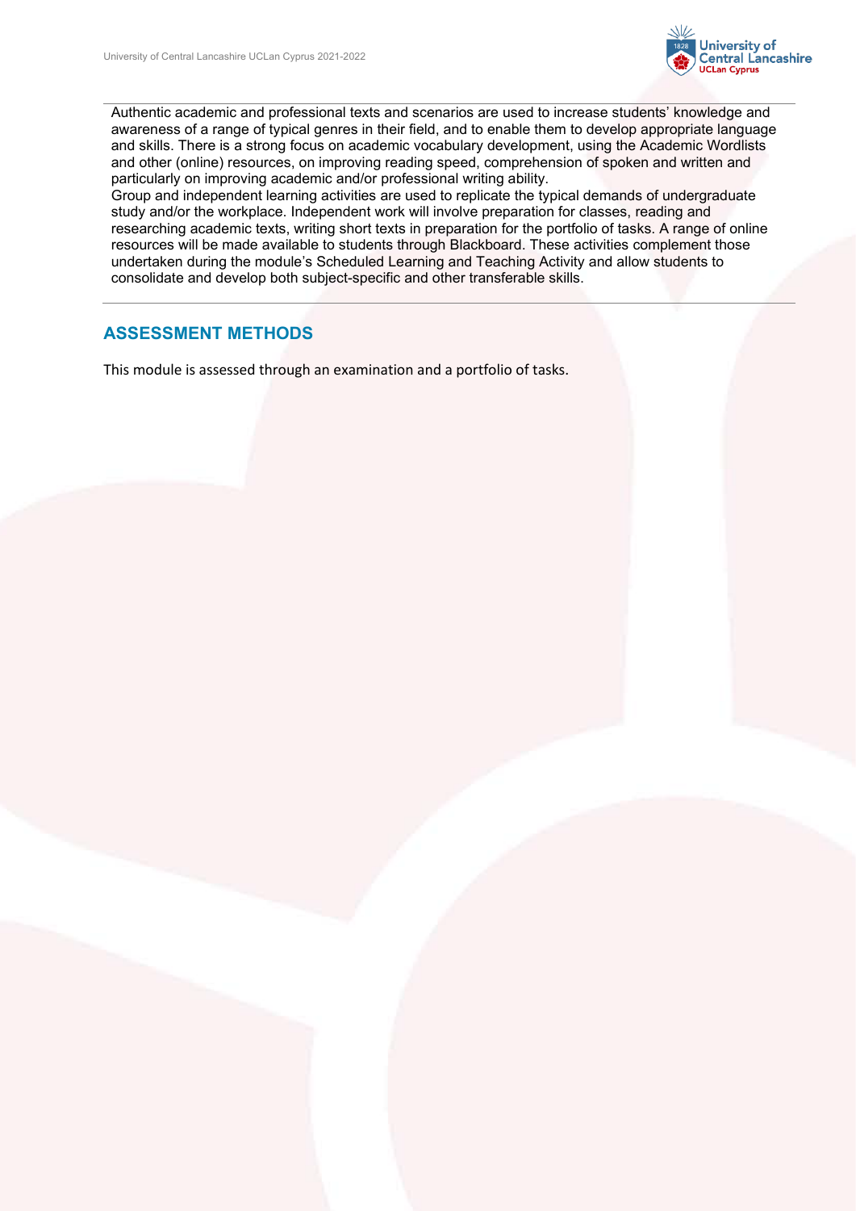Authentic academic and professional texts and scenarios are used to increase students' knowledge and awareness of a range of typical genres in their field, and to enable them to develop appropriate language and skills. There is a strong focus on academic vocabulary development, using the Academic Wordlists and other (online) resources, on improving reading speed, comprehension of spoken and written and particularly on improving academic and/or professional writing ability.

Group and independent learning activities are used to replicate the typical demands of undergraduate study and/or the workplace. Independent work will involve preparation for classes, reading and researching academic texts, writing short texts in preparation for the portfolio of tasks. A range of online resources will be made available to students through Blackboard. These activities complement those undertaken during the module's Scheduled Learning and Teaching Activity and allow students to consolidate and develop both subject-specific and other transferable skills.

## ASSESSMENT METHODS

This module is assessed through an examination and a portfolio of tasks.